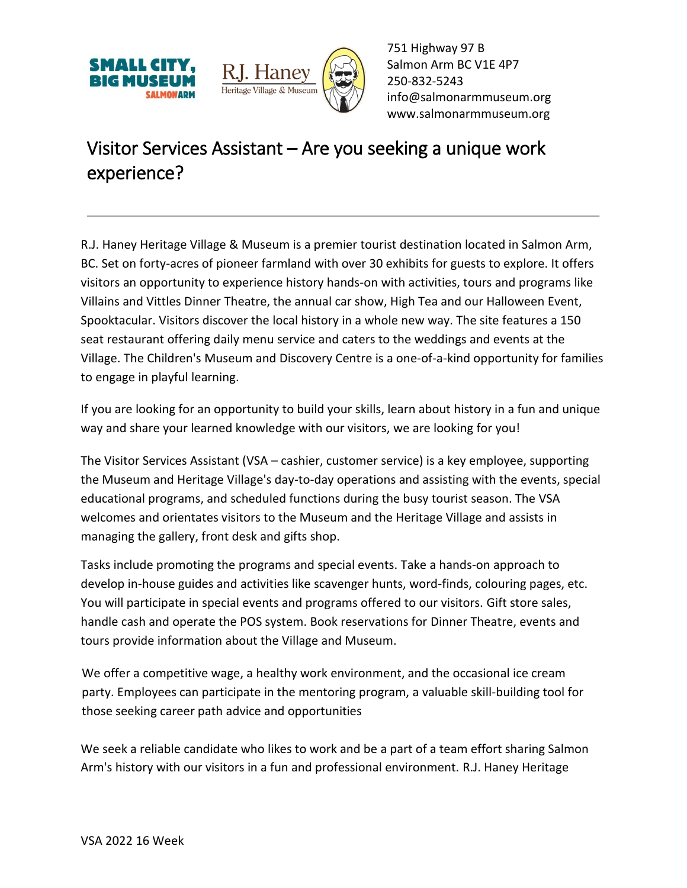751 Highway 97 B
Salmon Arm BC V1E 4P7
250-832-5243
info@salmonarmmuseum.org
www.salmonarmmuseum.org

# Visitor Services Assistant – Are you seeking a unique work experience?

---

R.J. Haney Heritage Village & Museum is a premier tourist destination located in Salmon Arm, BC. Set on forty-acres of pioneer farmland with over 30 exhibits for guests to explore. It offers visitors an opportunity to experience history hands-on with activities, tours and programs like Villains and Vittles Dinner Theatre, the annual car show, High Tea and our Halloween Event, Spooktacular. Visitors discover the local history in a whole new way. The site features a 150 seat restaurant offering daily menu service and caters to the weddings and events at the Village. The Children's Museum and Discovery Centre is a one-of-a-kind opportunity for families to engage in playful learning.

If you are looking for an opportunity to build your skills, learn about history in a fun and unique way and share your learned knowledge with our visitors, we are looking for you!

The Visitor Services Assistant (VSA – cashier, customer service) is a key employee, supporting the Museum and Heritage Village's day-to-day operations and assisting with the events, special educational programs, and scheduled functions during the busy tourist season. The VSA welcomes and orientates visitors to the Museum and the Heritage Village and assists in managing the gallery, front desk and gifts shop.

Tasks include promoting the programs and special events. Take a hands-on approach to develop in-house guides and activities like scavenger hunts, word-finds, colouring pages, etc. You will participate in special events and programs offered to our visitors. Gift store sales, handle cash and operate the POS system. Book reservations for Dinner Theatre, events and tours provide information about the Village and Museum.

We offer a competitive wage, a healthy work environment, and the occasional ice cream party. Employees can participate in the mentoring program, a valuable skill-building tool for those seeking career path advice and opportunities

We seek a reliable candidate who likes to work and be a part of a team effort sharing Salmon Arm's history with our visitors in a fun and professional environment. R.J. Haney Heritage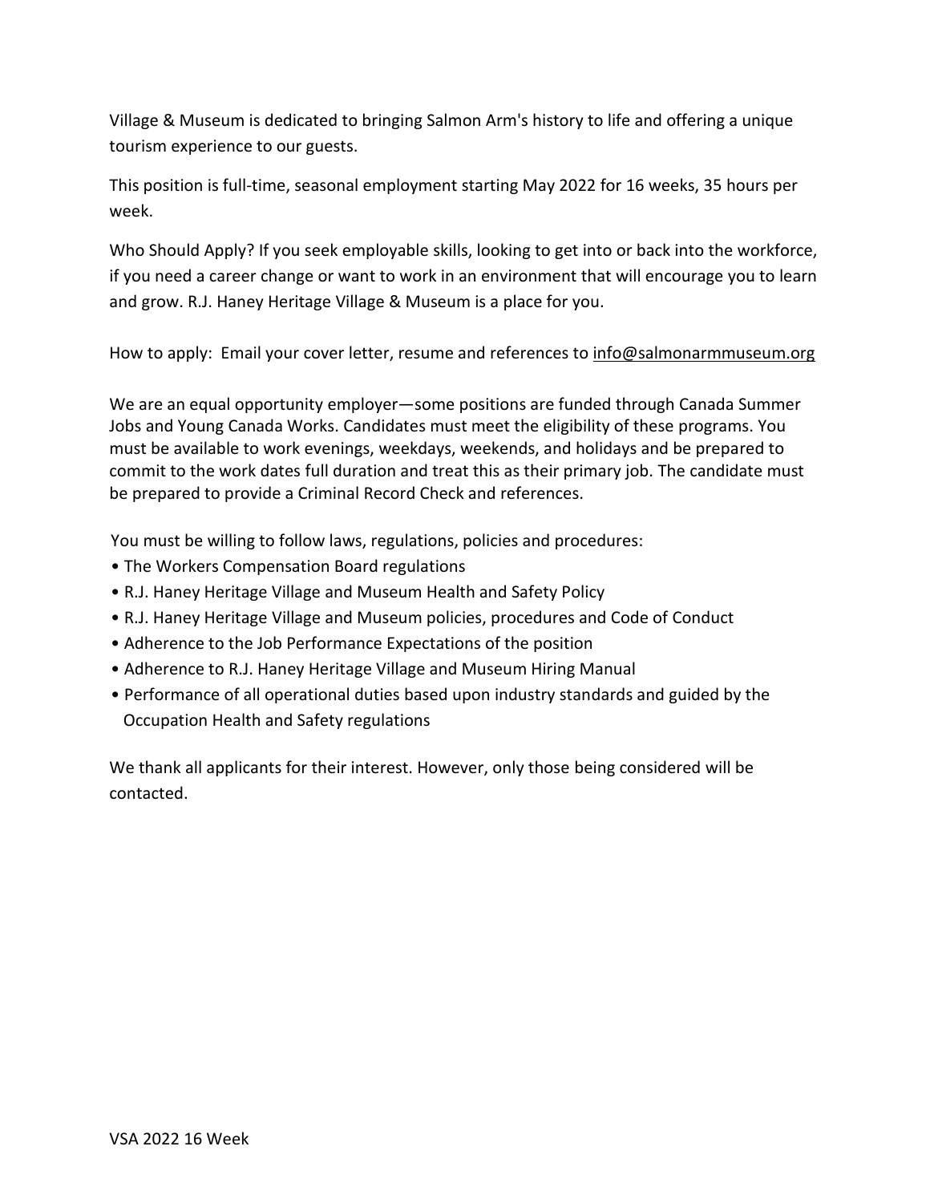Village & Museum is dedicated to bringing Salmon Arm's history to life and offering a unique tourism experience to our guests.

This position is full-time, seasonal employment starting May 2022 for 16 weeks, 35 hours per week.

Who Should Apply? If you seek employable skills, looking to get into or back into the workforce, if you need a career change or want to work in an environment that will encourage you to learn and grow. R.J. Haney Heritage Village & Museum is a place for you.

How to apply: Email your cover letter, resume and references to info@salmonarmmuseum.org

We are an equal opportunity employer—some positions are funded through Canada Summer Jobs and Young Canada Works. Candidates must meet the eligibility of these programs. You must be available to work evenings, weekdays, weekends, and holidays and be prepared to commit to the work dates full duration and treat this as their primary job. The candidate must be prepared to provide a Criminal Record Check and references.

You must be willing to follow laws, regulations, policies and procedures:

- The Workers Compensation Board regulations
- R.J. Haney Heritage Village and Museum Health and Safety Policy
- R.J. Haney Heritage Village and Museum policies, procedures and Code of Conduct
- Adherence to the Job Performance Expectations of the position
- Adherence to R.J. Haney Heritage Village and Museum Hiring Manual
- Performance of all operational duties based upon industry standards and guided by the Occupation Health and Safety regulations

We thank all applicants for their interest. However, only those being considered will be contacted.